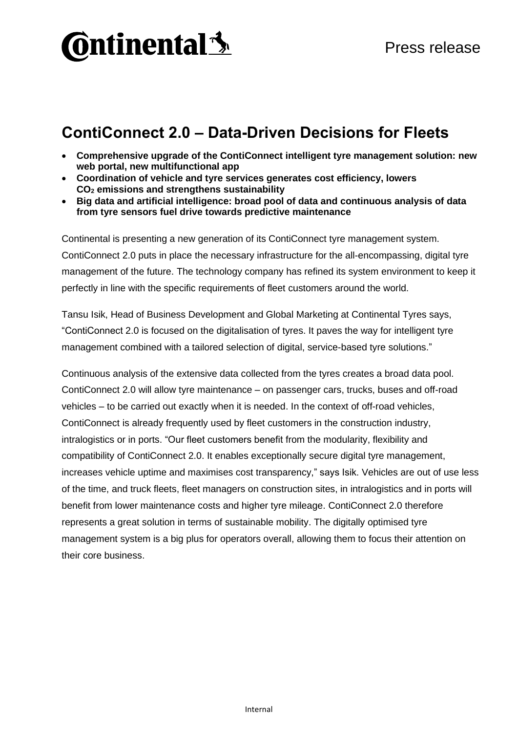Press release

# ContiConnect 2.0 – Data-Driven Decisions for Fleets

- **Comprehensive upgrade of the ContiConnect intelligent tyre management solution: new web portal, new multifunctional app**
- **Coordination of vehicle and tyre services generates cost efficiency, lowers $CO_2$ emissions and strengthens sustainability**
- **Big data and artificial intelligence: broad pool of data and continuous analysis of data from tyre sensors fuel drive towards predictive maintenance**

Continental is presenting a new generation of its ContiConnect tyre management system. ContiConnect 2.0 puts in place the necessary infrastructure for the all-encompassing, digital tyre management of the future. The technology company has refined its system environment to keep it perfectly in line with the specific requirements of fleet customers around the world.

Tansu Isik, Head of Business Development and Global Marketing at Continental Tyres says, "ContiConnect 2.0 is focused on the digitalisation of tyres. It paves the way for intelligent tyre management combined with a tailored selection of digital, service-based tyre solutions."

Continuous analysis of the extensive data collected from the tyres creates a broad data pool. ContiConnect 2.0 will allow tyre maintenance – on passenger cars, trucks, buses and off-road vehicles – to be carried out exactly when it is needed. In the context of off-road vehicles, ContiConnect is already frequently used by fleet customers in the construction industry, intralogistics or in ports. "Our fleet customers benefit from the modularity, flexibility and compatibility of ContiConnect 2.0. It enables exceptionally secure digital tyre management, increases vehicle uptime and maximises cost transparency," says Isik. Vehicles are out of use less of the time, and truck fleets, fleet managers on construction sites, in intralogistics and in ports will benefit from lower maintenance costs and higher tyre mileage. ContiConnect 2.0 therefore represents a great solution in terms of sustainable mobility. The digitally optimised tyre management system is a big plus for operators overall, allowing them to focus their attention on their core business.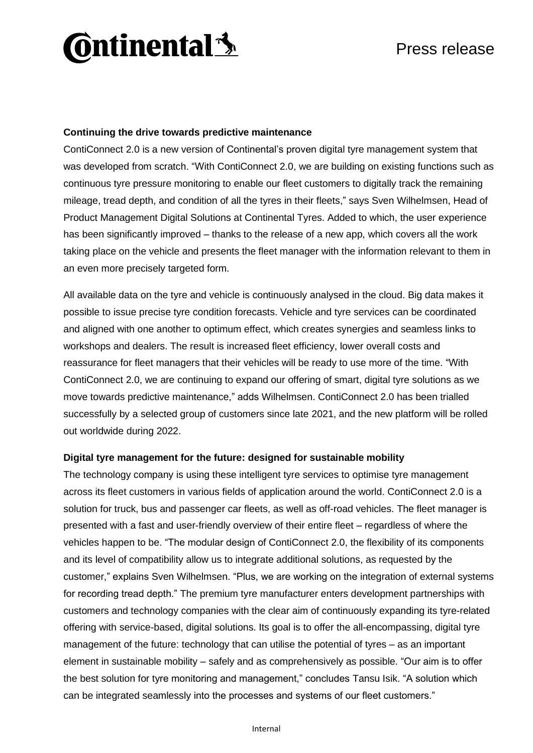**Continuing the drive towards predictive maintenance**

ContiConnect 2.0 is a new version of Continental's proven digital tyre management system that was developed from scratch. "With ContiConnect 2.0, we are building on existing functions such as continuous tyre pressure monitoring to enable our fleet customers to digitally track the remaining mileage, tread depth, and condition of all the tyres in their fleets," says Sven Wilhelmsen, Head of Product Management Digital Solutions at Continental Tyres. Added to which, the user experience has been significantly improved – thanks to the release of a new app, which covers all the work taking place on the vehicle and presents the fleet manager with the information relevant to them in an even more precisely targeted form.

All available data on the tyre and vehicle is continuously analysed in the cloud. Big data makes it possible to issue precise tyre condition forecasts. Vehicle and tyre services can be coordinated and aligned with one another to optimum effect, which creates synergies and seamless links to workshops and dealers. The result is increased fleet efficiency, lower overall costs and reassurance for fleet managers that their vehicles will be ready to use more of the time. "With ContiConnect 2.0, we are continuing to expand our offering of smart, digital tyre solutions as we move towards predictive maintenance," adds Wilhelmsen. ContiConnect 2.0 has been trialled successfully by a selected group of customers since late 2021, and the new platform will be rolled out worldwide during 2022.

**Digital tyre management for the future: designed for sustainable mobility**

The technology company is using these intelligent tyre services to optimise tyre management across its fleet customers in various fields of application around the world. ContiConnect 2.0 is a solution for truck, bus and passenger car fleets, as well as off-road vehicles. The fleet manager is presented with a fast and user-friendly overview of their entire fleet – regardless of where the vehicles happen to be. "The modular design of ContiConnect 2.0, the flexibility of its components and its level of compatibility allow us to integrate additional solutions, as requested by the customer," explains Sven Wilhelmsen. "Plus, we are working on the integration of external systems for recording tread depth." The premium tyre manufacturer enters development partnerships with customers and technology companies with the clear aim of continuously expanding its tyre-related offering with service-based, digital solutions. Its goal is to offer the all-encompassing, digital tyre management of the future: technology that can utilise the potential of tyres – as an important element in sustainable mobility – safely and as comprehensively as possible. "Our aim is to offer the best solution for tyre monitoring and management," concludes Tansu Isik. "A solution which can be integrated seamlessly into the processes and systems of our fleet customers."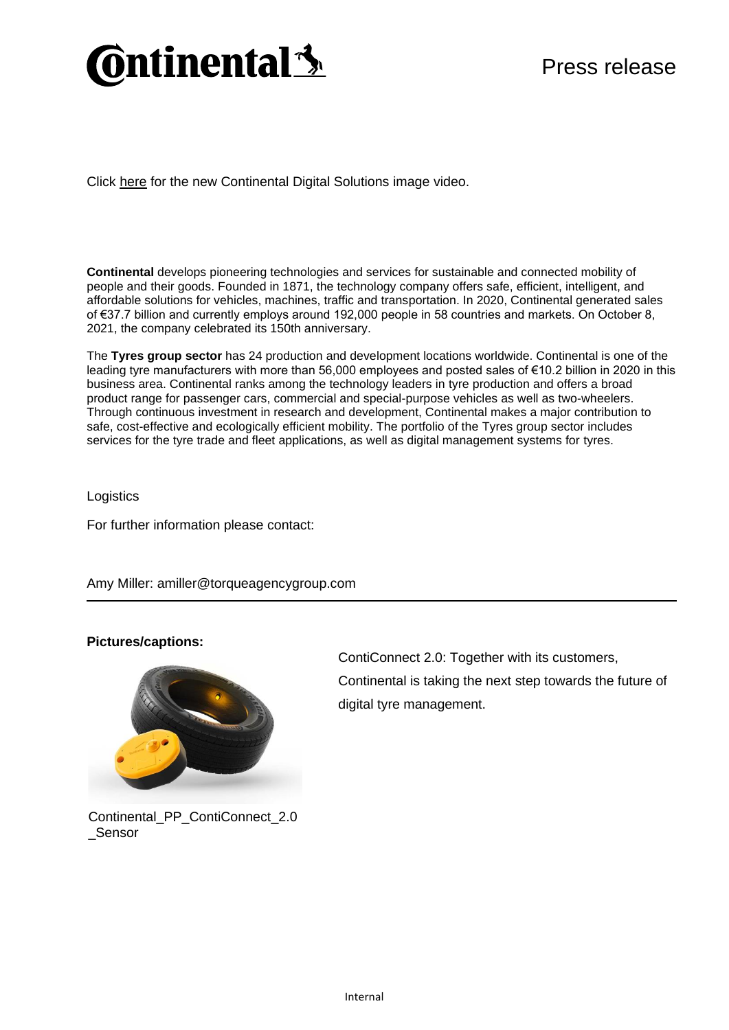Click here for the new Continental Digital Solutions image video.

**Continental** develops pioneering technologies and services for sustainable and connected mobility of people and their goods. Founded in 1871, the technology company offers safe, efficient, intelligent, and affordable solutions for vehicles, machines, traffic and transportation. In 2020, Continental generated sales of €37.7 billion and currently employs around 192,000 people in 58 countries and markets. On October 8, 2021, the company celebrated its 150th anniversary.

The **Tyres group sector** has 24 production and development locations worldwide. Continental is one of the leading tyre manufacturers with more than 56,000 employees and posted sales of €10.2 billion in 2020 in this business area. Continental ranks among the technology leaders in tyre production and offers a broad product range for passenger cars, commercial and special-purpose vehicles as well as two-wheelers. Through continuous investment in research and development, Continental makes a major contribution to safe, cost-effective and ecologically efficient mobility. The portfolio of the Tyres group sector includes services for the tyre trade and fleet applications, as well as digital management systems for tyres.

Logistics

For further information please contact:

Amy Miller: amiller@torqueagencygroup.com

---

**Pictures/captions:**

Continental_PP_ContiConnect_2.0_Sensor

ContiConnect 2.0: Together with its customers, Continental is taking the next step towards the future of digital tyre management.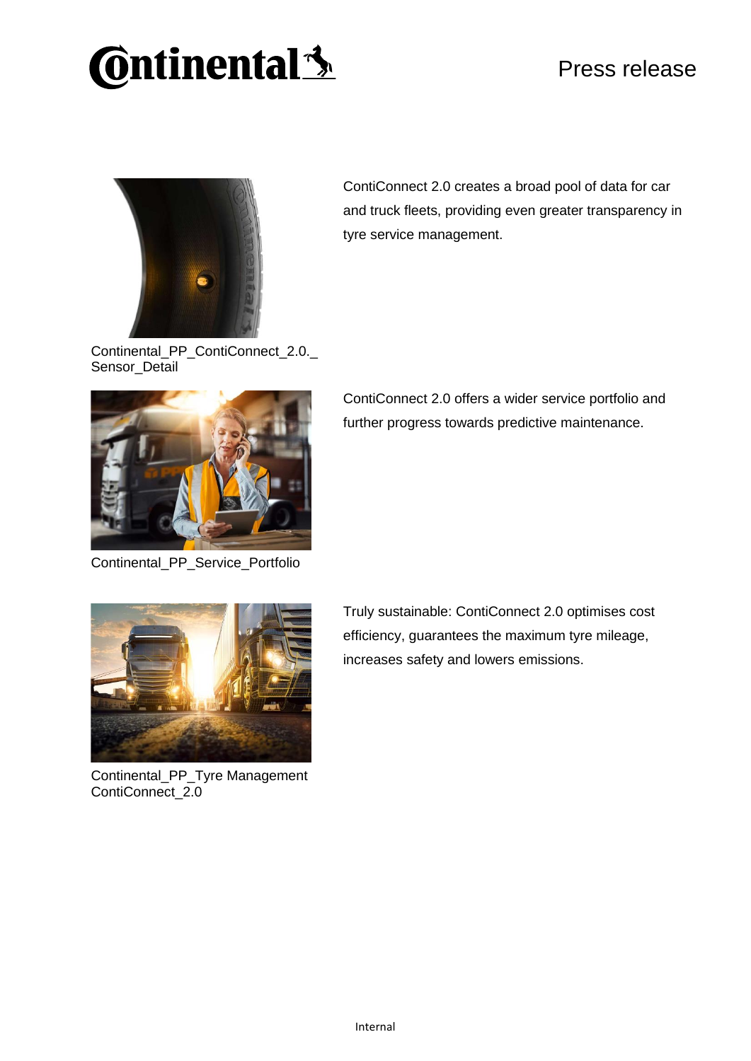Continental_PP_ContiConnect_2.0._
Sensor_Detail

ContiConnect 2.0 creates a broad pool of data for car and truck fleets, providing even greater transparency in tyre service management.

Continental_PP_Service_Portfolio

ContiConnect 2.0 offers a wider service portfolio and further progress towards predictive maintenance.

Continental_PP_Tyre Management ContiConnect_2.0

Truly sustainable: ContiConnect 2.0 optimises cost efficiency, guarantees the maximum tyre mileage, increases safety and lowers emissions.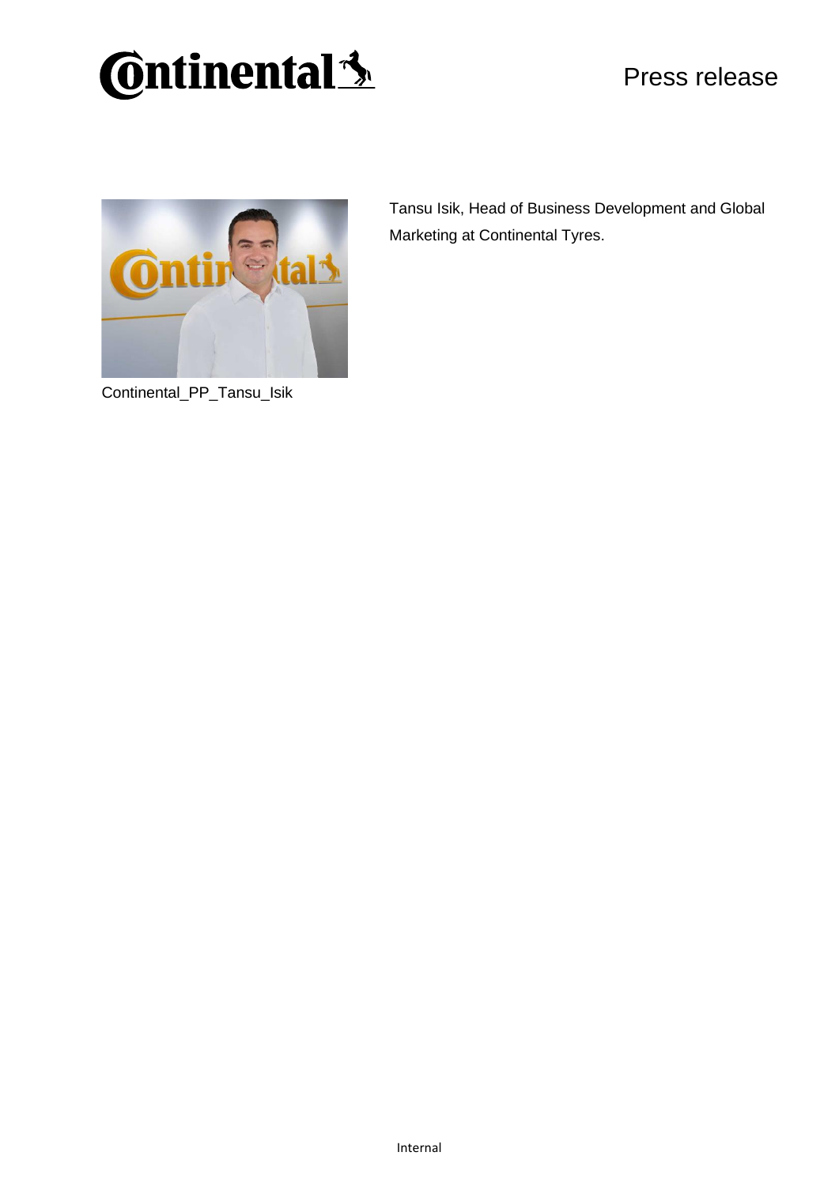Continental_PP_Tansu_Isik

Tansu Isik, Head of Business Development and Global Marketing at Continental Tyres.